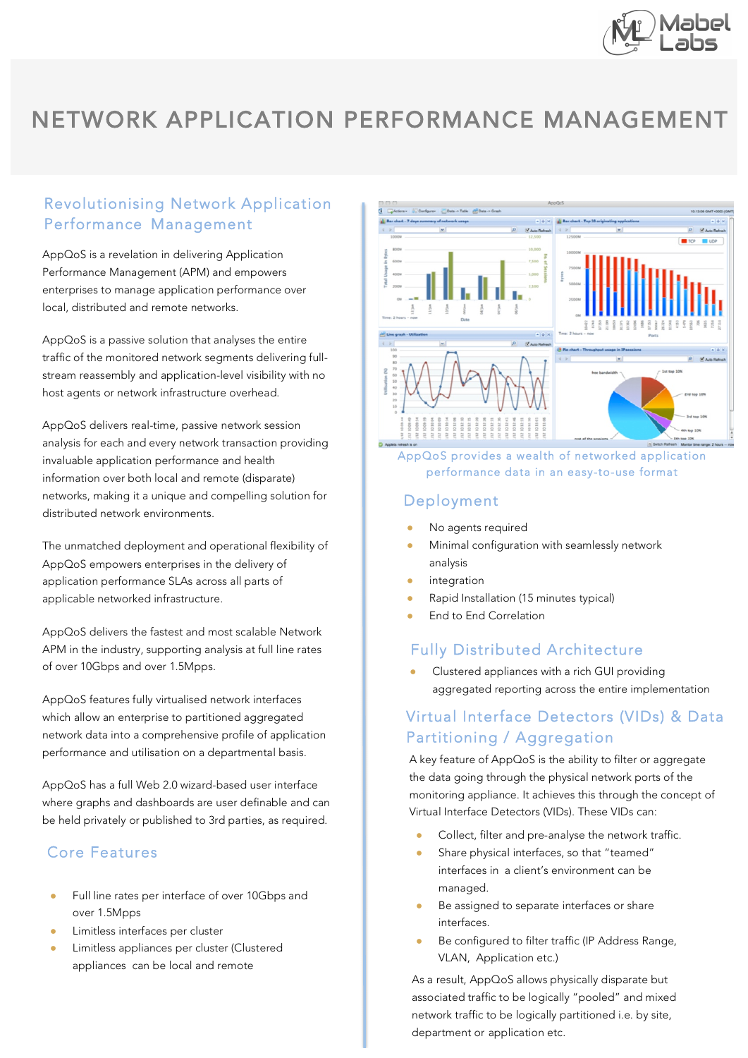# NETWORK APPLICATION PERFORMANCE MANAGEMENT

## Revolutionising Network Application Performance Management

AppQoS is a revelation in delivering Application Performance Management (APM) and empowers enterprises to manage application performance over local, distributed and remote networks.

AppQoS is a passive solution that analyses the entire traffic of the monitored network segments delivering full-stream reassembly and application-level visibility with no host agents or network infrastructure overhead.

AppQoS delivers real-time, passive network session analysis for each and every network transaction providing invaluable application performance and health information over both local and remote (disparate) networks, making it a unique and compelling solution for distributed network environments.

The unmatched deployment and operational flexibility of AppQoS empowers enterprises in the delivery of application performance SLAs across all parts of applicable networked infrastructure.

AppQoS delivers the fastest and most scalable Network APM in the industry, supporting analysis at full line rates of over 10Gbps and over 1.5Mpps.

AppQoS features fully virtualised network interfaces which allow an enterprise to partitioned aggregated network data into a comprehensive profile of application performance and utilisation on a departmental basis.

AppQoS has a full Web 2.0 wizard-based user interface where graphs and dashboards are user definable and can be held privately or published to 3rd parties, as required.

## Core Features

- Full line rates per interface of over 10Gbps and over 1.5Mpps
- Limitless interfaces per cluster
- Limitless appliances per cluster (Clustered appliances can be local and remote

AppQoS provides a wealth of networked application performance data in an easy-to-use format

## Deployment

- No agents required
- Minimal configuration with seamlessly network analysis
- integration
- Rapid Installation (15 minutes typical)
- End to End Correlation

## Fully Distributed Architecture

- Clustered appliances with a rich GUI providing aggregated reporting across the entire implementation

## Virtual Interface Detectors (VIDs) & Data Partitioning / Aggregation

A key feature of AppQoS is the ability to filter or aggregate the data going through the physical network ports of the monitoring appliance. It achieves this through the concept of Virtual Interface Detectors (VIDs). These VIDs can:

- Collect, filter and pre-analyse the network traffic.
- Share physical interfaces, so that "teamed" interfaces in a client's environment can be managed.
- Be assigned to separate interfaces or share interfaces.
- Be configured to filter traffic (IP Address Range, VLAN, Application etc.)

As a result, AppQoS allows physically disparate but associated traffic to be logically "pooled" and mixed network traffic to be logically partitioned i.e. by site, department or application etc.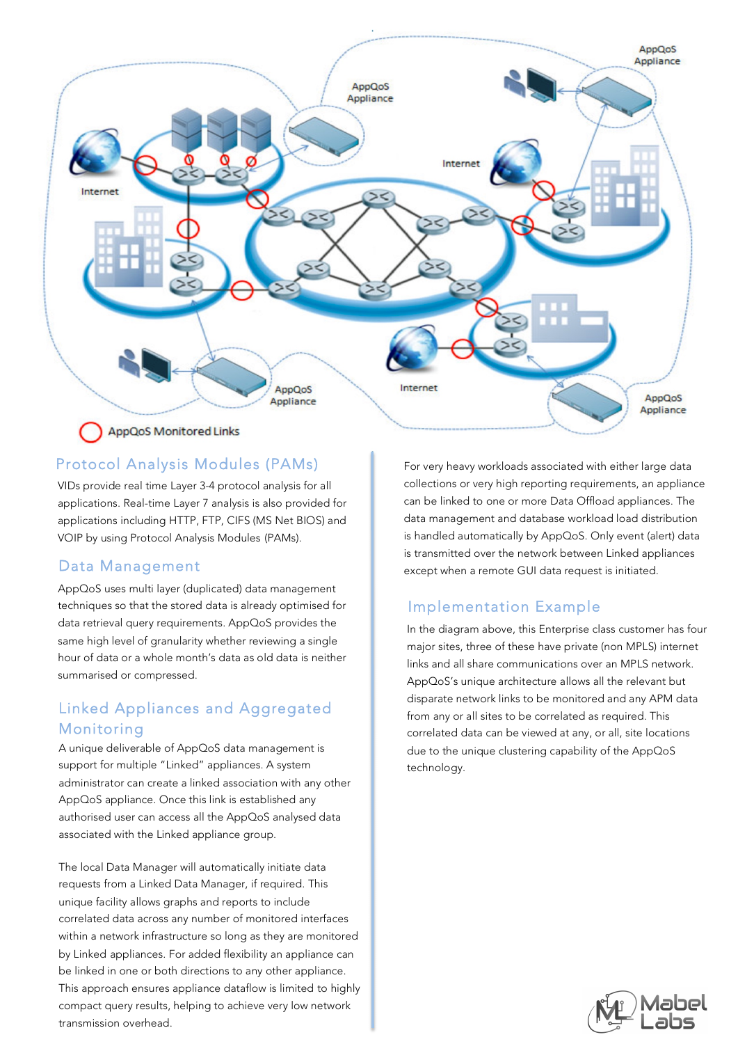AppQoS Appliance

AppQoS Appliance

Internet

Internet

AppQoS Appliance

Internet

AppQoS Appliance

AppQoS Monitored Links

## Protocol Analysis Modules (PAMs)

VIDs provide real time Layer 3-4 protocol analysis for all applications. Real-time Layer 7 analysis is also provided for applications including HTTP, FTP, CIFS (MS Net BIOS) and VOIP by using Protocol Analysis Modules (PAMs).

## Data Management

AppQoS uses multi layer (duplicated) data management techniques so that the stored data is already optimised for data retrieval query requirements. AppQoS provides the same high level of granularity whether reviewing a single hour of data or a whole month's data as old data is neither summarised or compressed.

## Linked Appliances and Aggregated Monitoring

A unique deliverable of AppQoS data management is support for multiple "Linked" appliances. A system administrator can create a linked association with any other AppQoS appliance. Once this link is established any authorised user can access all the AppQoS analysed data associated with the Linked appliance group.

The local Data Manager will automatically initiate data requests from a Linked Data Manager, if required. This unique facility allows graphs and reports to include correlated data across any number of monitored interfaces within a network infrastructure so long as they are monitored by Linked appliances. For added flexibility an appliance can be linked in one or both directions to any other appliance. This approach ensures appliance dataflow is limited to highly compact query results, helping to achieve very low network transmission overhead.

For very heavy workloads associated with either large data collections or very high reporting requirements, an appliance can be linked to one or more Data Offload appliances. The data management and database workload load distribution is handled automatically by AppQoS. Only event (alert) data is transmitted over the network between Linked appliances except when a remote GUI data request is initiated.

## Implementation Example

In the diagram above, this Enterprise class customer has four major sites, three of these have private (non MPLS) internet links and all share communications over an MPLS network. AppQoS's unique architecture allows all the relevant but disparate network links to be monitored and any APM data from any or all sites to be correlated as required. This correlated data can be viewed at any, or all, site locations due to the unique clustering capability of the AppQoS technology.

Mabel Labs